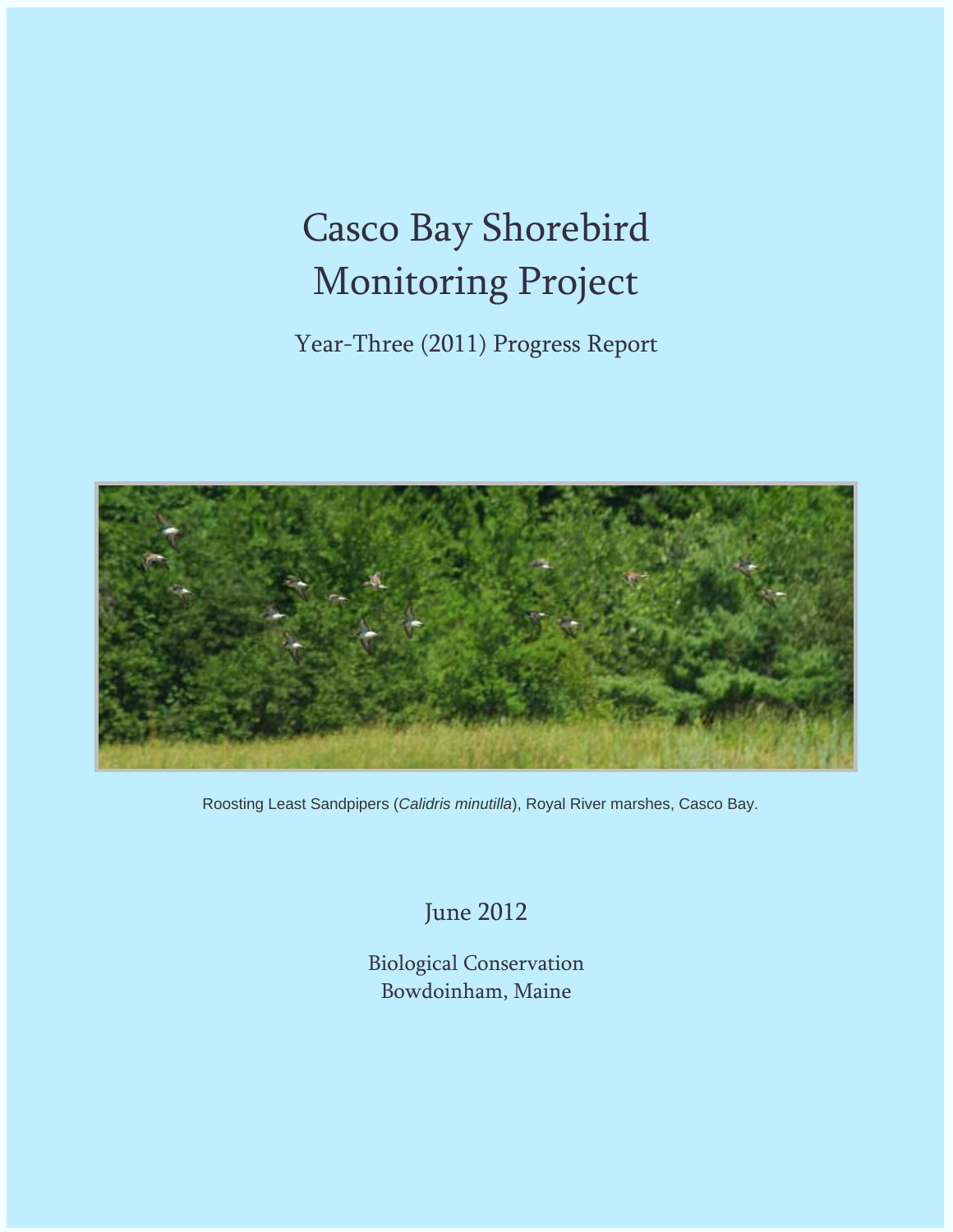# Casco Bay Shorebird Monitoring Project

## Year-Three (2011) Progress Report

Roosting Least Sandpipers (*Calidris minutilla*), Royal River marshes, Casco Bay.

June 2012

Biological Conservation
Bowdoinham, Maine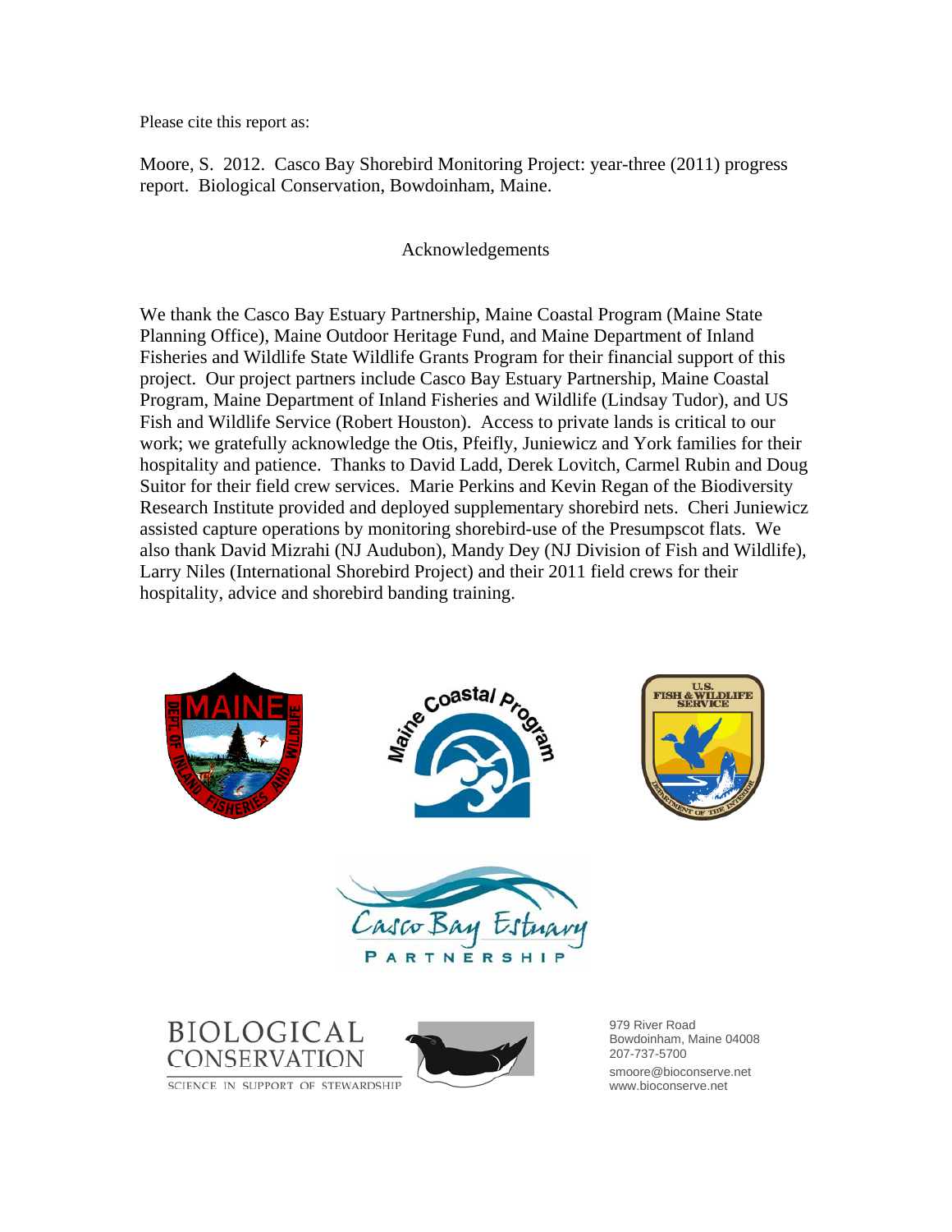Please cite this report as:

Moore, S. 2012. Casco Bay Shorebird Monitoring Project: year-three (2011) progress report. Biological Conservation, Bowdoinham, Maine.

## Acknowledgements

We thank the Casco Bay Estuary Partnership, Maine Coastal Program (Maine State Planning Office), Maine Outdoor Heritage Fund, and Maine Department of Inland Fisheries and Wildlife State Wildlife Grants Program for their financial support of this project. Our project partners include Casco Bay Estuary Partnership, Maine Coastal Program, Maine Department of Inland Fisheries and Wildlife (Lindsay Tudor), and US Fish and Wildlife Service (Robert Houston). Access to private lands is critical to our work; we gratefully acknowledge the Otis, Pfeifly, Juniewicz and York families for their hospitality and patience. Thanks to David Ladd, Derek Lovitch, Carmel Rubin and Doug Suitor for their field crew services. Marie Perkins and Kevin Regan of the Biodiversity Research Institute provided and deployed supplementary shorebird nets. Cheri Juniewicz assisted capture operations by monitoring shorebird-use of the Presumpscot flats. We also thank David Mizrahi (NJ Audubon), Mandy Dey (NJ Division of Fish and Wildlife), Larry Niles (International Shorebird Project) and their 2011 field crews for their hospitality, advice and shorebird banding training.

BIOLOGICAL CONSERVATION
SCIENCE IN SUPPORT OF STEWARDSHIP

979 River Road
Bowdoinham, Maine 04008
207-737-5700
smoore@bioconserve.net
www.bioconserve.net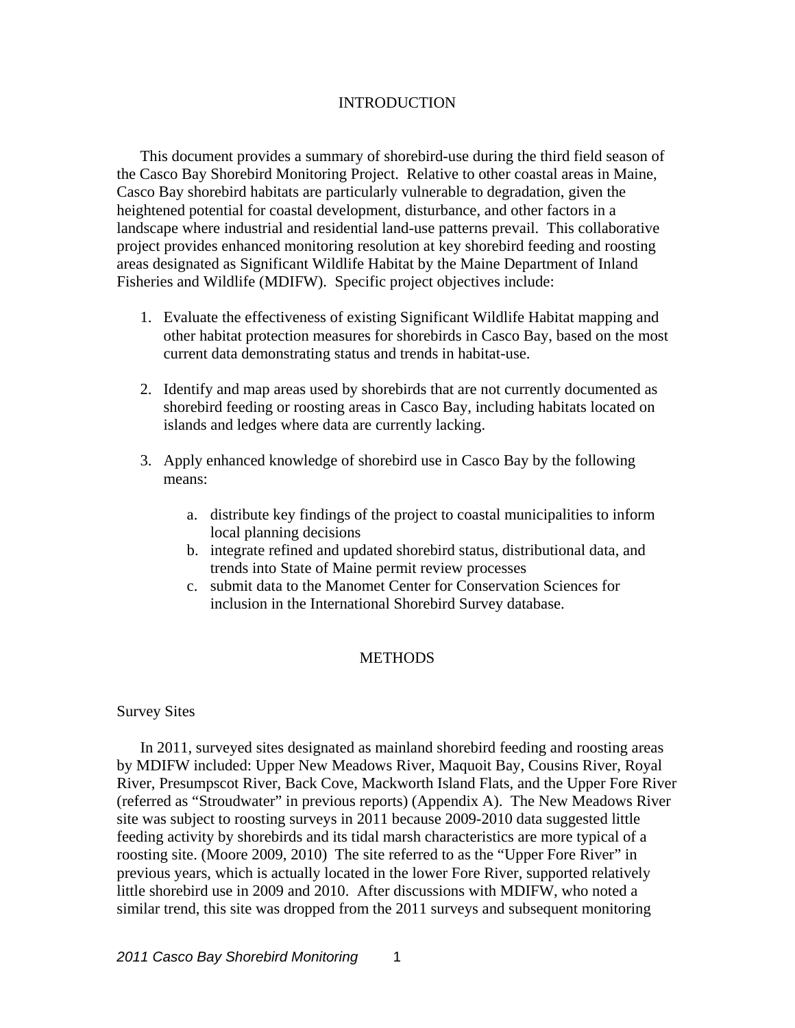# INTRODUCTION

This document provides a summary of shorebird-use during the third field season of the Casco Bay Shorebird Monitoring Project. Relative to other coastal areas in Maine, Casco Bay shorebird habitats are particularly vulnerable to degradation, given the heightened potential for coastal development, disturbance, and other factors in a landscape where industrial and residential land-use patterns prevail. This collaborative project provides enhanced monitoring resolution at key shorebird feeding and roosting areas designated as Significant Wildlife Habitat by the Maine Department of Inland Fisheries and Wildlife (MDIFW). Specific project objectives include:

1. Evaluate the effectiveness of existing Significant Wildlife Habitat mapping and other habitat protection measures for shorebirds in Casco Bay, based on the most current data demonstrating status and trends in habitat-use.

2. Identify and map areas used by shorebirds that are not currently documented as shorebird feeding or roosting areas in Casco Bay, including habitats located on islands and ledges where data are currently lacking.

3. Apply enhanced knowledge of shorebird use in Casco Bay by the following means:

   a. distribute key findings of the project to coastal municipalities to inform local planning decisions
   b. integrate refined and updated shorebird status, distributional data, and trends into State of Maine permit review processes
   c. submit data to the Manomet Center for Conservation Sciences for inclusion in the International Shorebird Survey database.

# METHODS

## Survey Sites

In 2011, surveyed sites designated as mainland shorebird feeding and roosting areas by MDIFW included: Upper New Meadows River, Maquoit Bay, Cousins River, Royal River, Presumpscot River, Back Cove, Mackworth Island Flats, and the Upper Fore River (referred as "Stroudwater" in previous reports) (Appendix A). The New Meadows River site was subject to roosting surveys in 2011 because 2009-2010 data suggested little feeding activity by shorebirds and its tidal marsh characteristics are more typical of a roosting site. (Moore 2009, 2010) The site referred to as the "Upper Fore River" in previous years, which is actually located in the lower Fore River, supported relatively little shorebird use in 2009 and 2010. After discussions with MDIFW, who noted a similar trend, this site was dropped from the 2011 surveys and subsequent monitoring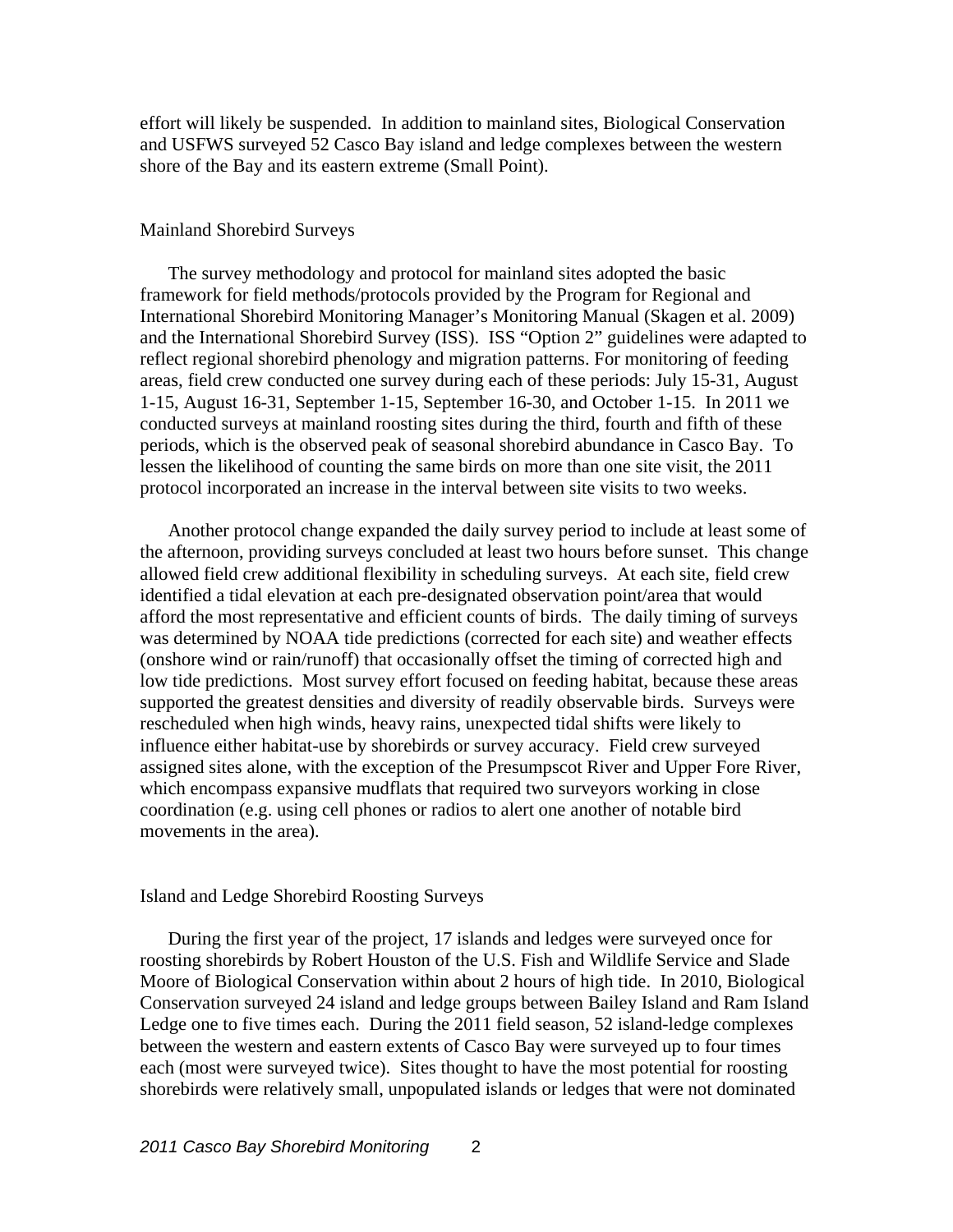effort will likely be suspended. In addition to mainland sites, Biological Conservation and USFWS surveyed 52 Casco Bay island and ledge complexes between the western shore of the Bay and its eastern extreme (Small Point).

### Mainland Shorebird Surveys

The survey methodology and protocol for mainland sites adopted the basic framework for field methods/protocols provided by the Program for Regional and International Shorebird Monitoring Manager's Monitoring Manual (Skagen et al. 2009) and the International Shorebird Survey (ISS). ISS "Option 2" guidelines were adapted to reflect regional shorebird phenology and migration patterns. For monitoring of feeding areas, field crew conducted one survey during each of these periods: July 15-31, August 1-15, August 16-31, September 1-15, September 16-30, and October 1-15. In 2011 we conducted surveys at mainland roosting sites during the third, fourth and fifth of these periods, which is the observed peak of seasonal shorebird abundance in Casco Bay. To lessen the likelihood of counting the same birds on more than one site visit, the 2011 protocol incorporated an increase in the interval between site visits to two weeks.

Another protocol change expanded the daily survey period to include at least some of the afternoon, providing surveys concluded at least two hours before sunset. This change allowed field crew additional flexibility in scheduling surveys. At each site, field crew identified a tidal elevation at each pre-designated observation point/area that would afford the most representative and efficient counts of birds. The daily timing of surveys was determined by NOAA tide predictions (corrected for each site) and weather effects (onshore wind or rain/runoff) that occasionally offset the timing of corrected high and low tide predictions. Most survey effort focused on feeding habitat, because these areas supported the greatest densities and diversity of readily observable birds. Surveys were rescheduled when high winds, heavy rains, unexpected tidal shifts were likely to influence either habitat-use by shorebirds or survey accuracy. Field crew surveyed assigned sites alone, with the exception of the Presumpscot River and Upper Fore River, which encompass expansive mudflats that required two surveyors working in close coordination (e.g. using cell phones or radios to alert one another of notable bird movements in the area).

### Island and Ledge Shorebird Roosting Surveys

During the first year of the project, 17 islands and ledges were surveyed once for roosting shorebirds by Robert Houston of the U.S. Fish and Wildlife Service and Slade Moore of Biological Conservation within about 2 hours of high tide. In 2010, Biological Conservation surveyed 24 island and ledge groups between Bailey Island and Ram Island Ledge one to five times each. During the 2011 field season, 52 island-ledge complexes between the western and eastern extents of Casco Bay were surveyed up to four times each (most were surveyed twice). Sites thought to have the most potential for roosting shorebirds were relatively small, unpopulated islands or ledges that were not dominated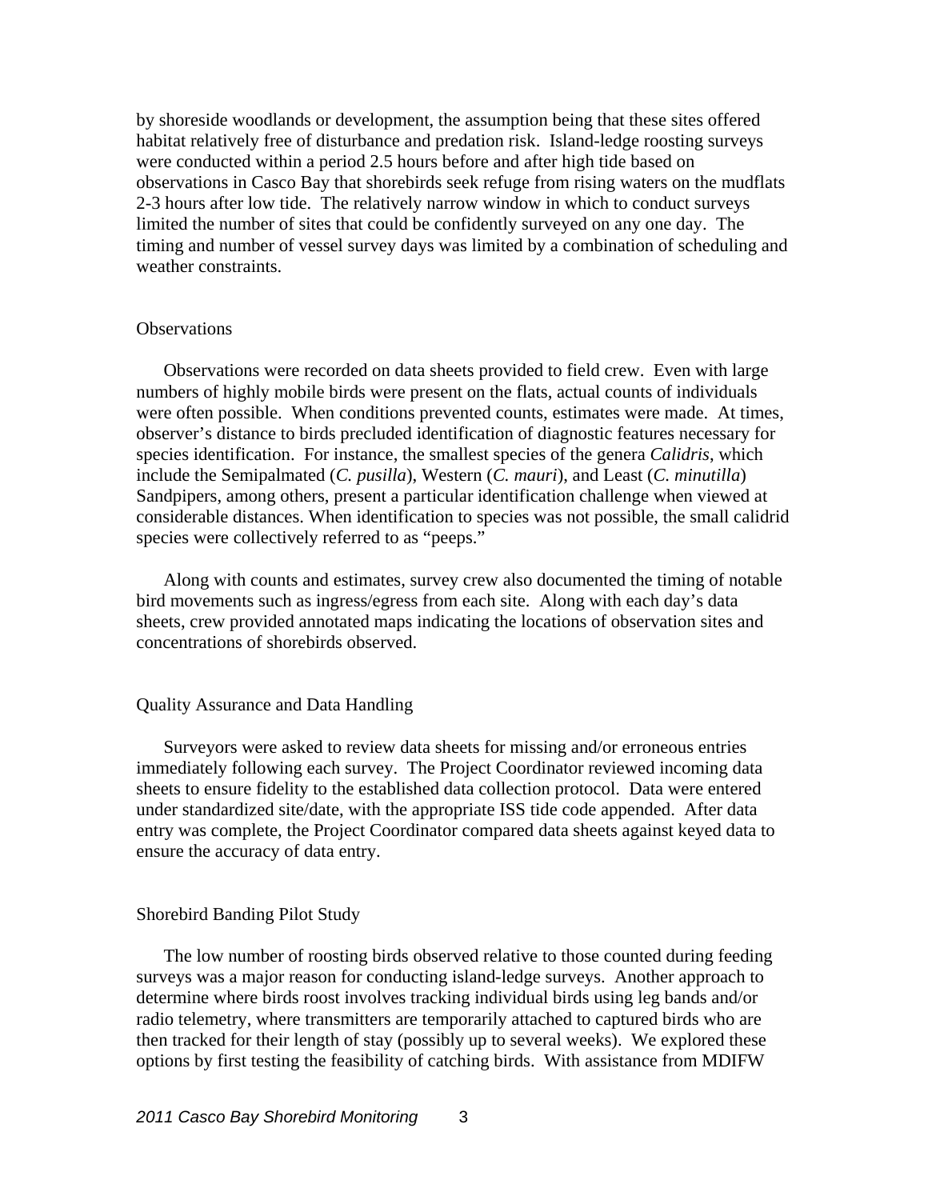by shoreside woodlands or development, the assumption being that these sites offered habitat relatively free of disturbance and predation risk. Island-ledge roosting surveys were conducted within a period 2.5 hours before and after high tide based on observations in Casco Bay that shorebirds seek refuge from rising waters on the mudflats 2-3 hours after low tide. The relatively narrow window in which to conduct surveys limited the number of sites that could be confidently surveyed on any one day. The timing and number of vessel survey days was limited by a combination of scheduling and weather constraints.

## Observations

Observations were recorded on data sheets provided to field crew. Even with large numbers of highly mobile birds were present on the flats, actual counts of individuals were often possible. When conditions prevented counts, estimates were made. At times, observer's distance to birds precluded identification of diagnostic features necessary for species identification. For instance, the smallest species of the genera *Calidris*, which include the Semipalmated (*C. pusilla*), Western (*C. mauri*), and Least (*C. minutilla*) Sandpipers, among others, present a particular identification challenge when viewed at considerable distances. When identification to species was not possible, the small calidrid species were collectively referred to as "peeps."

Along with counts and estimates, survey crew also documented the timing of notable bird movements such as ingress/egress from each site. Along with each day's data sheets, crew provided annotated maps indicating the locations of observation sites and concentrations of shorebirds observed.

## Quality Assurance and Data Handling

Surveyors were asked to review data sheets for missing and/or erroneous entries immediately following each survey. The Project Coordinator reviewed incoming data sheets to ensure fidelity to the established data collection protocol. Data were entered under standardized site/date, with the appropriate ISS tide code appended. After data entry was complete, the Project Coordinator compared data sheets against keyed data to ensure the accuracy of data entry.

## Shorebird Banding Pilot Study

The low number of roosting birds observed relative to those counted during feeding surveys was a major reason for conducting island-ledge surveys. Another approach to determine where birds roost involves tracking individual birds using leg bands and/or radio telemetry, where transmitters are temporarily attached to captured birds who are then tracked for their length of stay (possibly up to several weeks). We explored these options by first testing the feasibility of catching birds. With assistance from MDIFW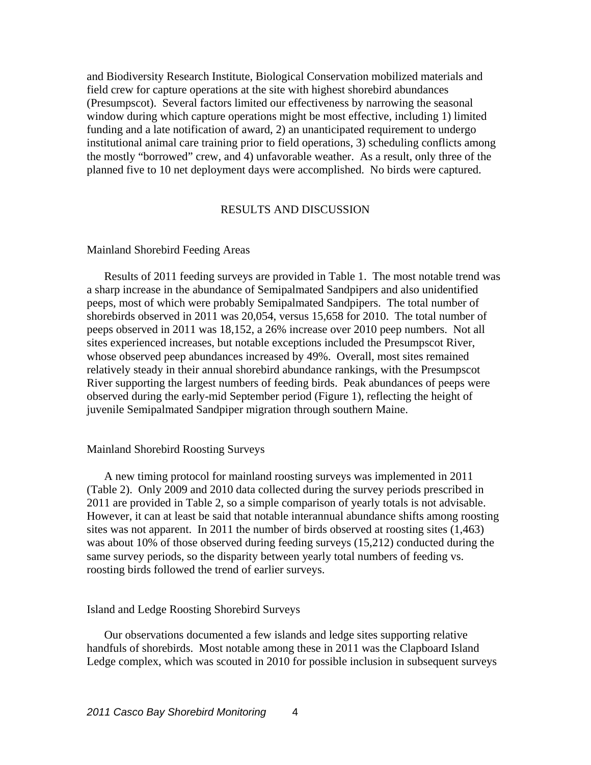and Biodiversity Research Institute, Biological Conservation mobilized materials and field crew for capture operations at the site with highest shorebird abundances (Presumpscot). Several factors limited our effectiveness by narrowing the seasonal window during which capture operations might be most effective, including 1) limited funding and a late notification of award, 2) an unanticipated requirement to undergo institutional animal care training prior to field operations, 3) scheduling conflicts among the mostly "borrowed" crew, and 4) unfavorable weather. As a result, only three of the planned five to 10 net deployment days were accomplished. No birds were captured.

## RESULTS AND DISCUSSION

### Mainland Shorebird Feeding Areas

Results of 2011 feeding surveys are provided in Table 1. The most notable trend was a sharp increase in the abundance of Semipalmated Sandpipers and also unidentified peeps, most of which were probably Semipalmated Sandpipers. The total number of shorebirds observed in 2011 was 20,054, versus 15,658 for 2010. The total number of peeps observed in 2011 was 18,152, a 26% increase over 2010 peep numbers. Not all sites experienced increases, but notable exceptions included the Presumpscot River, whose observed peep abundances increased by 49%. Overall, most sites remained relatively steady in their annual shorebird abundance rankings, with the Presumpscot River supporting the largest numbers of feeding birds. Peak abundances of peeps were observed during the early-mid September period (Figure 1), reflecting the height of juvenile Semipalmated Sandpiper migration through southern Maine.

### Mainland Shorebird Roosting Surveys

A new timing protocol for mainland roosting surveys was implemented in 2011 (Table 2). Only 2009 and 2010 data collected during the survey periods prescribed in 2011 are provided in Table 2, so a simple comparison of yearly totals is not advisable. However, it can at least be said that notable interannual abundance shifts among roosting sites was not apparent. In 2011 the number of birds observed at roosting sites (1,463) was about 10% of those observed during feeding surveys (15,212) conducted during the same survey periods, so the disparity between yearly total numbers of feeding vs. roosting birds followed the trend of earlier surveys.

### Island and Ledge Roosting Shorebird Surveys

Our observations documented a few islands and ledge sites supporting relative handfuls of shorebirds. Most notable among these in 2011 was the Clapboard Island Ledge complex, which was scouted in 2010 for possible inclusion in subsequent surveys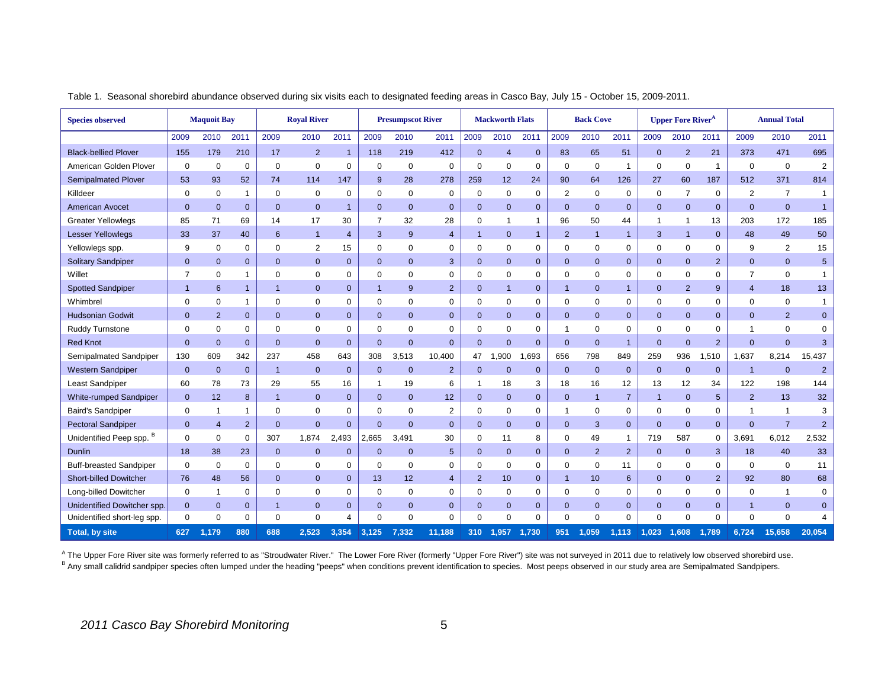Table 1. Seasonal shorebird abundance observed during six visits each to designated feeding areas in Casco Bay, July 15 - October 15, 2009-2011.

| Species observed | Maquoit Bay | | | Royal River | | | Presumpscot River | | | Mackworth Flats | | | Back Cove | | | Upper Fore River[A] | | | Annual Total | | |
|---|---|---|---|---|---|---|---|---|---|---|---|---|---|---|---|---|---|---|---|---|---|
| | 2009 | 2010 | 2011 | 2009 | 2010 | 2011 | 2009 | 2010 | 2011 | 2009 | 2010 | 2011 | 2009 | 2010 | 2011 | 2009 | 2010 | 2011 | 2009 | 2010 | 2011 |
| Black-bellied Plover | 155 | 179 | 210 | 17 | 2 | 1 | 118 | 219 | 412 | 0 | 4 | 0 | 83 | 65 | 51 | 0 | 2 | 21 | 373 | 471 | 695 |
| American Golden Plover | 0 | 0 | 0 | 0 | 0 | 0 | 0 | 0 | 0 | 0 | 0 | 0 | 0 | 0 | 1 | 0 | 0 | 1 | 0 | 0 | 2 |
| Semipalmated Plover | 53 | 93 | 52 | 74 | 114 | 147 | 9 | 28 | 278 | 259 | 12 | 24 | 90 | 64 | 126 | 27 | 60 | 187 | 512 | 371 | 814 |
| Killdeer | 0 | 0 | 1 | 0 | 0 | 0 | 0 | 0 | 0 | 0 | 0 | 0 | 2 | 0 | 0 | 0 | 7 | 0 | 2 | 7 | 1 |
| American Avocet | 0 | 0 | 0 | 0 | 0 | 1 | 0 | 0 | 0 | 0 | 0 | 0 | 0 | 0 | 0 | 0 | 0 | 0 | 0 | 0 | 1 |
| Greater Yellowlegs | 85 | 71 | 69 | 14 | 17 | 30 | 7 | 32 | 28 | 0 | 1 | 1 | 96 | 50 | 44 | 1 | 1 | 13 | 203 | 172 | 185 |
| Lesser Yellowlegs | 33 | 37 | 40 | 6 | 1 | 4 | 3 | 9 | 4 | 1 | 0 | 1 | 2 | 1 | 1 | 3 | 1 | 0 | 48 | 49 | 50 |
| Yellowlegs spp. | 9 | 0 | 0 | 0 | 2 | 15 | 0 | 0 | 0 | 0 | 0 | 0 | 0 | 0 | 0 | 0 | 0 | 0 | 9 | 2 | 15 |
| Solitary Sandpiper | 0 | 0 | 0 | 0 | 0 | 0 | 0 | 0 | 3 | 0 | 0 | 0 | 0 | 0 | 0 | 0 | 0 | 2 | 0 | 0 | 5 |
| Willet | 7 | 0 | 1 | 0 | 0 | 0 | 0 | 0 | 0 | 0 | 0 | 0 | 0 | 0 | 0 | 0 | 0 | 0 | 7 | 0 | 1 |
| Spotted Sandpiper | 1 | 6 | 1 | 1 | 0 | 0 | 1 | 9 | 2 | 0 | 1 | 0 | 1 | 0 | 1 | 0 | 2 | 9 | 4 | 18 | 13 |
| Whimbrel | 0 | 0 | 1 | 0 | 0 | 0 | 0 | 0 | 0 | 0 | 0 | 0 | 0 | 0 | 0 | 0 | 0 | 0 | 0 | 0 | 1 |
| Hudsonian Godwit | 0 | 2 | 0 | 0 | 0 | 0 | 0 | 0 | 0 | 0 | 0 | 0 | 0 | 0 | 0 | 0 | 0 | 0 | 0 | 2 | 0 |
| Ruddy Turnstone | 0 | 0 | 0 | 0 | 0 | 0 | 0 | 0 | 0 | 0 | 0 | 0 | 1 | 0 | 0 | 0 | 0 | 0 | 1 | 0 | 0 |
| Red Knot | 0 | 0 | 0 | 0 | 0 | 0 | 0 | 0 | 0 | 0 | 0 | 0 | 0 | 0 | 1 | 0 | 0 | 2 | 0 | 0 | 3 |
| Semipalmated Sandpiper | 130 | 609 | 342 | 237 | 458 | 643 | 308 | 3,513 | 10,400 | 47 | 1,900 | 1,693 | 656 | 798 | 849 | 259 | 936 | 1,510 | 1,637 | 8,214 | 15,437 |
| Western Sandpiper | 0 | 0 | 0 | 1 | 0 | 0 | 0 | 0 | 2 | 0 | 0 | 0 | 0 | 0 | 0 | 0 | 0 | 0 | 1 | 0 | 2 |
| Least Sandpiper | 60 | 78 | 73 | 29 | 55 | 16 | 1 | 19 | 6 | 1 | 18 | 3 | 18 | 16 | 12 | 13 | 12 | 34 | 122 | 198 | 144 |
| White-rumped Sandpiper | 0 | 12 | 8 | 1 | 0 | 0 | 0 | 0 | 12 | 0 | 0 | 0 | 0 | 1 | 7 | 1 | 0 | 5 | 2 | 13 | 32 |
| Baird's Sandpiper | 0 | 1 | 1 | 0 | 0 | 0 | 0 | 0 | 2 | 0 | 0 | 0 | 1 | 0 | 0 | 0 | 0 | 0 | 1 | 1 | 3 |
| Pectoral Sandpiper | 0 | 4 | 2 | 0 | 0 | 0 | 0 | 0 | 0 | 0 | 0 | 0 | 0 | 3 | 0 | 0 | 0 | 0 | 0 | 7 | 2 |
| Unidentified Peep spp.[B] | 0 | 0 | 0 | 307 | 1,874 | 2,493 | 2,665 | 3,491 | 30 | 0 | 11 | 8 | 0 | 49 | 1 | 719 | 587 | 0 | 3,691 | 6,012 | 2,532 |
| Dunlin | 18 | 38 | 23 | 0 | 0 | 0 | 0 | 0 | 5 | 0 | 0 | 0 | 0 | 2 | 2 | 0 | 0 | 3 | 18 | 40 | 33 |
| Buff-breasted Sandpiper | 0 | 0 | 0 | 0 | 0 | 0 | 0 | 0 | 0 | 0 | 0 | 0 | 0 | 0 | 11 | 0 | 0 | 0 | 0 | 0 | 11 |
| Short-billed Dowitcher | 76 | 48 | 56 | 0 | 0 | 0 | 13 | 12 | 4 | 2 | 10 | 0 | 1 | 10 | 6 | 0 | 0 | 2 | 92 | 80 | 68 |
| Long-billed Dowitcher | 0 | 1 | 0 | 0 | 0 | 0 | 0 | 0 | 0 | 0 | 0 | 0 | 0 | 0 | 0 | 0 | 0 | 0 | 0 | 1 | 0 |
| Unidentified Dowitcher spp. | 0 | 0 | 0 | 1 | 0 | 0 | 0 | 0 | 0 | 0 | 0 | 0 | 0 | 0 | 0 | 0 | 0 | 0 | 1 | 0 | 0 |
| Unidentified short-leg spp. | 0 | 0 | 0 | 0 | 0 | 4 | 0 | 0 | 0 | 0 | 0 | 0 | 0 | 0 | 0 | 0 | 0 | 0 | 0 | 0 | 4 |
| **Total, by site** | **627** | **1,179** | **880** | **688** | **2,523** | **3,354** | **3,125** | **7,332** | **11,188** | **310** | **1,957** | **1,730** | **951** | **1,059** | **1,113** | **1,023** | **1,608** | **1,789** | **6,724** | **15,658** | **20,054** |

[A] The Upper Fore River site was formerly referred to as "Stroudwater River." The Lower Fore River (formerly "Upper Fore River") site was not surveyed in 2011 due to relatively low observed shorebird use.

[B] Any small calidrid sandpiper species often lumped under the heading "peeps" when conditions prevent identification to species. Most peeps observed in our study area are Semipalmated Sandpipers.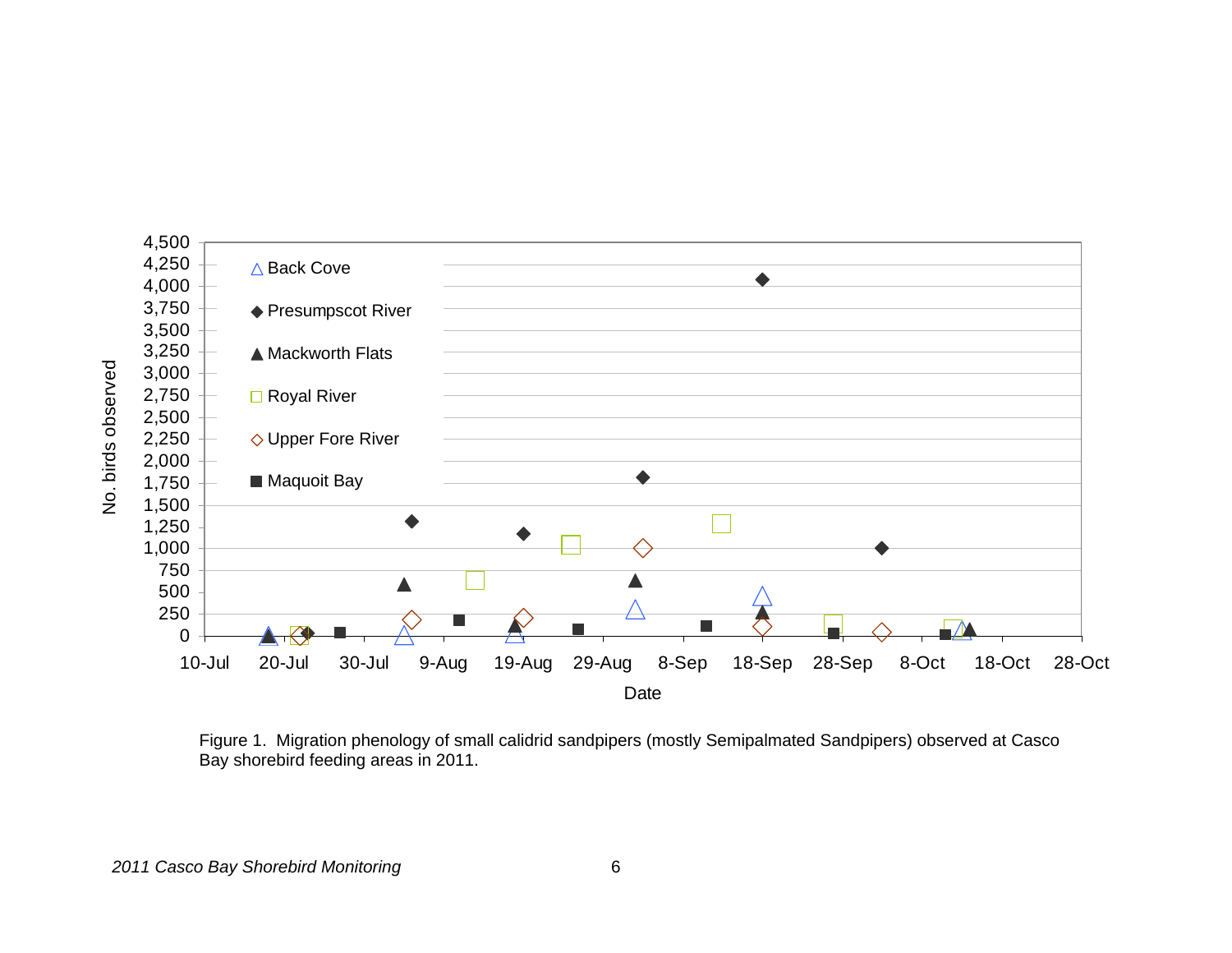Figure 1. Migration phenology of small calidrid sandpipers (mostly Semipalmated Sandpipers) observed at Casco Bay shorebird feeding areas in 2011.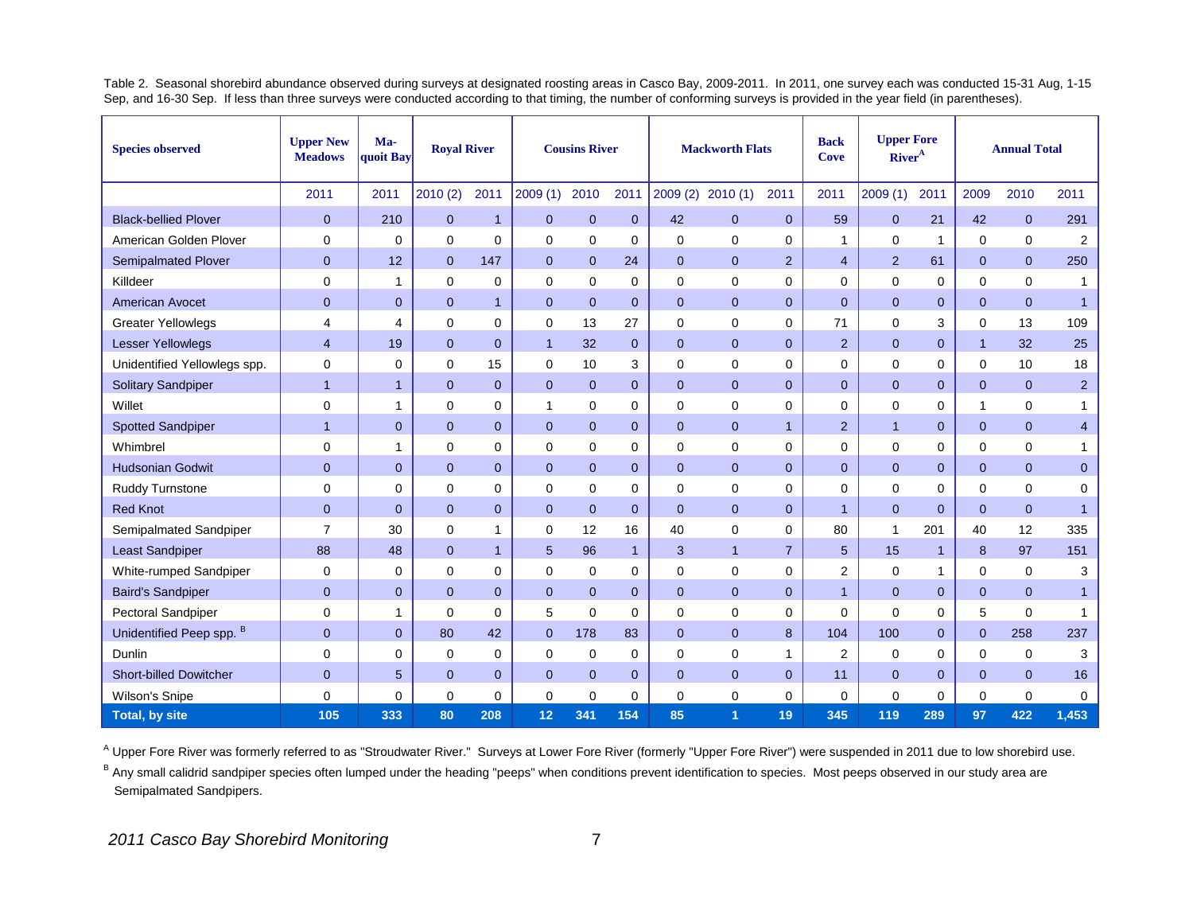Table 2. Seasonal shorebird abundance observed during surveys at designated roosting areas in Casco Bay, 2009-2011. In 2011, one survey each was conducted 15-31 Aug, 1-15 Sep, and 16-30 Sep. If less than three surveys were conducted according to that timing, the number of conforming surveys is provided in the year field (in parentheses).

| Species observed | Upper New Meadows | Ma-quoit Bay | Royal River | | Cousins River | | | Mackworth Flats | | | Back Cove | Upper Fore River[A] | | Annual Total | | |
|---|---|---|---|---|---|---|---|---|---|---|---|---|---|---|---|---|
| | 2011 | 2011 | 2010 (2) | 2011 | 2009 (1) | 2010 | 2011 | 2009 (2) | 2010 (1) | 2011 | 2011 | 2009 (1) | 2011 | 2009 | 2010 | 2011 |
| Black-bellied Plover | 0 | 210 | 0 | 1 | 0 | 0 | 0 | 42 | 0 | 0 | 59 | 0 | 21 | 42 | 0 | 291 |
| American Golden Plover | 0 | 0 | 0 | 0 | 0 | 0 | 0 | 0 | 0 | 0 | 1 | 0 | 1 | 0 | 0 | 2 |
| Semipalmated Plover | 0 | 12 | 0 | 147 | 0 | 0 | 24 | 0 | 0 | 2 | 4 | 2 | 61 | 0 | 0 | 250 |
| Killdeer | 0 | 1 | 0 | 0 | 0 | 0 | 0 | 0 | 0 | 0 | 0 | 0 | 0 | 0 | 0 | 1 |
| American Avocet | 0 | 0 | 0 | 1 | 0 | 0 | 0 | 0 | 0 | 0 | 0 | 0 | 0 | 0 | 0 | 1 |
| Greater Yellowlegs | 4 | 4 | 0 | 0 | 0 | 13 | 27 | 0 | 0 | 0 | 71 | 0 | 3 | 0 | 13 | 109 |
| Lesser Yellowlegs | 4 | 19 | 0 | 0 | 1 | 32 | 0 | 0 | 0 | 0 | 2 | 0 | 0 | 1 | 32 | 25 |
| Unidentified Yellowlegs spp. | 0 | 0 | 0 | 15 | 0 | 10 | 3 | 0 | 0 | 0 | 0 | 0 | 0 | 0 | 10 | 18 |
| Solitary Sandpiper | 1 | 1 | 0 | 0 | 0 | 0 | 0 | 0 | 0 | 0 | 0 | 0 | 0 | 0 | 0 | 2 |
| Willet | 0 | 1 | 0 | 0 | 1 | 0 | 0 | 0 | 0 | 0 | 0 | 0 | 0 | 1 | 0 | 1 |
| Spotted Sandpiper | 1 | 0 | 0 | 0 | 0 | 0 | 0 | 0 | 0 | 1 | 2 | 1 | 0 | 0 | 0 | 4 |
| Whimbrel | 0 | 1 | 0 | 0 | 0 | 0 | 0 | 0 | 0 | 0 | 0 | 0 | 0 | 0 | 0 | 1 |
| Hudsonian Godwit | 0 | 0 | 0 | 0 | 0 | 0 | 0 | 0 | 0 | 0 | 0 | 0 | 0 | 0 | 0 | 0 |
| Ruddy Turnstone | 0 | 0 | 0 | 0 | 0 | 0 | 0 | 0 | 0 | 0 | 0 | 0 | 0 | 0 | 0 | 0 |
| Red Knot | 0 | 0 | 0 | 0 | 0 | 0 | 0 | 0 | 0 | 0 | 1 | 0 | 0 | 0 | 0 | 1 |
| Semipalmated Sandpiper | 7 | 30 | 0 | 1 | 0 | 12 | 16 | 40 | 0 | 0 | 80 | 1 | 201 | 40 | 12 | 335 |
| Least Sandpiper | 88 | 48 | 0 | 1 | 5 | 96 | 1 | 3 | 1 | 7 | 5 | 15 | 1 | 8 | 97 | 151 |
| White-rumped Sandpiper | 0 | 0 | 0 | 0 | 0 | 0 | 0 | 0 | 0 | 0 | 2 | 0 | 1 | 0 | 0 | 3 |
| Baird's Sandpiper | 0 | 0 | 0 | 0 | 0 | 0 | 0 | 0 | 0 | 0 | 1 | 0 | 0 | 0 | 0 | 1 |
| Pectoral Sandpiper | 0 | 1 | 0 | 0 | 5 | 0 | 0 | 0 | 0 | 0 | 0 | 0 | 0 | 5 | 0 | 1 |
| Unidentified Peep spp. [B] | 0 | 0 | 80 | 42 | 0 | 178 | 83 | 0 | 0 | 8 | 104 | 100 | 0 | 0 | 258 | 237 |
| Dunlin | 0 | 0 | 0 | 0 | 0 | 0 | 0 | 0 | 0 | 1 | 2 | 0 | 0 | 0 | 0 | 3 |
| Short-billed Dowitcher | 0 | 5 | 0 | 0 | 0 | 0 | 0 | 0 | 0 | 0 | 11 | 0 | 0 | 0 | 0 | 16 |
| Wilson's Snipe | 0 | 0 | 0 | 0 | 0 | 0 | 0 | 0 | 0 | 0 | 0 | 0 | 0 | 0 | 0 | 0 |
| **Total, by site** | **105** | **333** | **80** | **208** | **12** | **341** | **154** | **85** | **1** | **19** | **345** | **119** | **289** | **97** | **422** | **1,453** |

[A] Upper Fore River was formerly referred to as "Stroudwater River." Surveys at Lower Fore River (formerly "Upper Fore River") were suspended in 2011 due to low shorebird use.

[B] Any small calidrid sandpiper species often lumped under the heading "peeps" when conditions prevent identification to species. Most peeps observed in our study area are Semipalmated Sandpipers.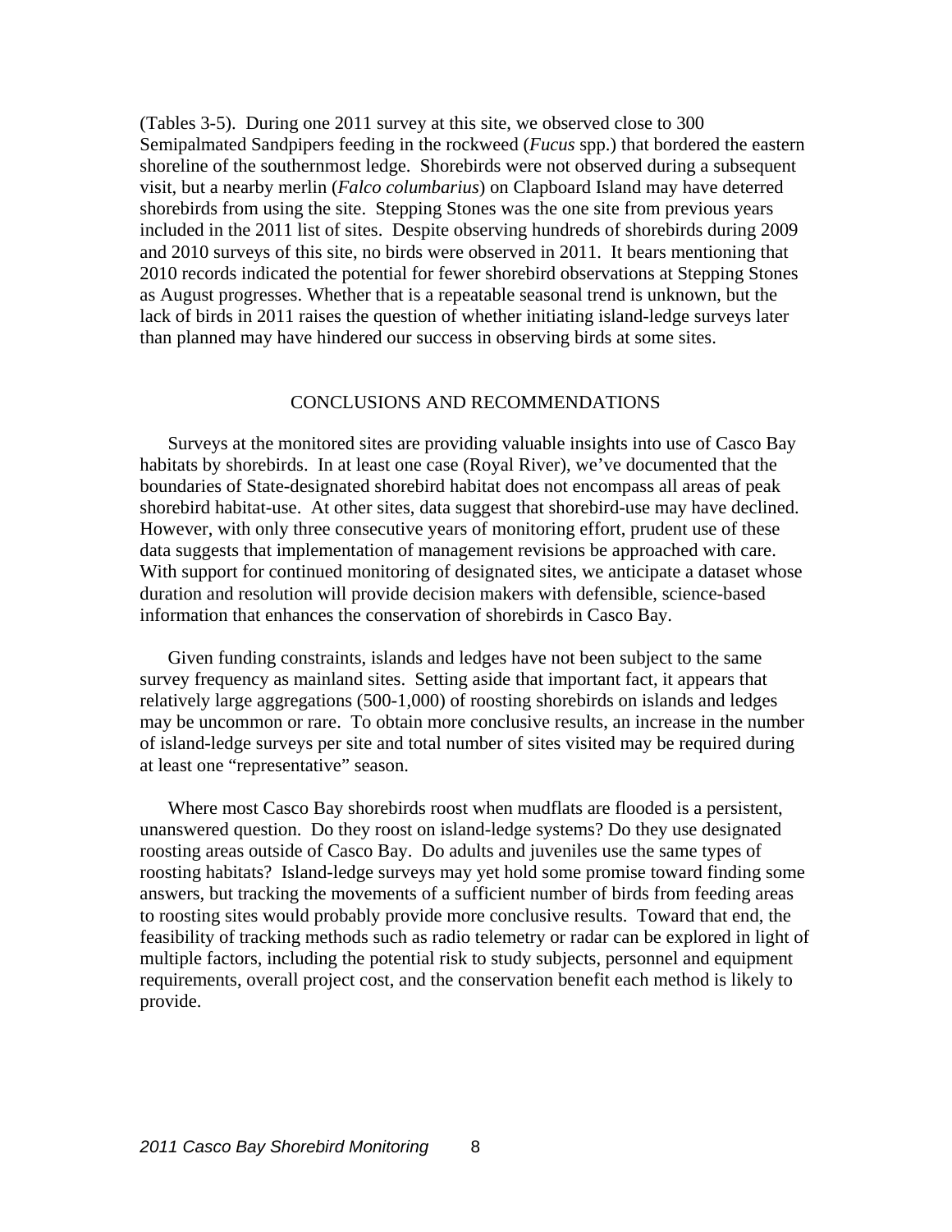(Tables 3-5). During one 2011 survey at this site, we observed close to 300 Semipalmated Sandpipers feeding in the rockweed (*Fucus* spp.) that bordered the eastern shoreline of the southernmost ledge. Shorebirds were not observed during a subsequent visit, but a nearby merlin (*Falco columbarius*) on Clapboard Island may have deterred shorebirds from using the site. Stepping Stones was the one site from previous years included in the 2011 list of sites. Despite observing hundreds of shorebirds during 2009 and 2010 surveys of this site, no birds were observed in 2011. It bears mentioning that 2010 records indicated the potential for fewer shorebird observations at Stepping Stones as August progresses. Whether that is a repeatable seasonal trend is unknown, but the lack of birds in 2011 raises the question of whether initiating island-ledge surveys later than planned may have hindered our success in observing birds at some sites.

## CONCLUSIONS AND RECOMMENDATIONS

Surveys at the monitored sites are providing valuable insights into use of Casco Bay habitats by shorebirds. In at least one case (Royal River), we've documented that the boundaries of State-designated shorebird habitat does not encompass all areas of peak shorebird habitat-use. At other sites, data suggest that shorebird-use may have declined. However, with only three consecutive years of monitoring effort, prudent use of these data suggests that implementation of management revisions be approached with care. With support for continued monitoring of designated sites, we anticipate a dataset whose duration and resolution will provide decision makers with defensible, science-based information that enhances the conservation of shorebirds in Casco Bay.

Given funding constraints, islands and ledges have not been subject to the same survey frequency as mainland sites. Setting aside that important fact, it appears that relatively large aggregations (500-1,000) of roosting shorebirds on islands and ledges may be uncommon or rare. To obtain more conclusive results, an increase in the number of island-ledge surveys per site and total number of sites visited may be required during at least one "representative" season.

Where most Casco Bay shorebirds roost when mudflats are flooded is a persistent, unanswered question. Do they roost on island-ledge systems? Do they use designated roosting areas outside of Casco Bay. Do adults and juveniles use the same types of roosting habitats? Island-ledge surveys may yet hold some promise toward finding some answers, but tracking the movements of a sufficient number of birds from feeding areas to roosting sites would probably provide more conclusive results. Toward that end, the feasibility of tracking methods such as radio telemetry or radar can be explored in light of multiple factors, including the potential risk to study subjects, personnel and equipment requirements, overall project cost, and the conservation benefit each method is likely to provide.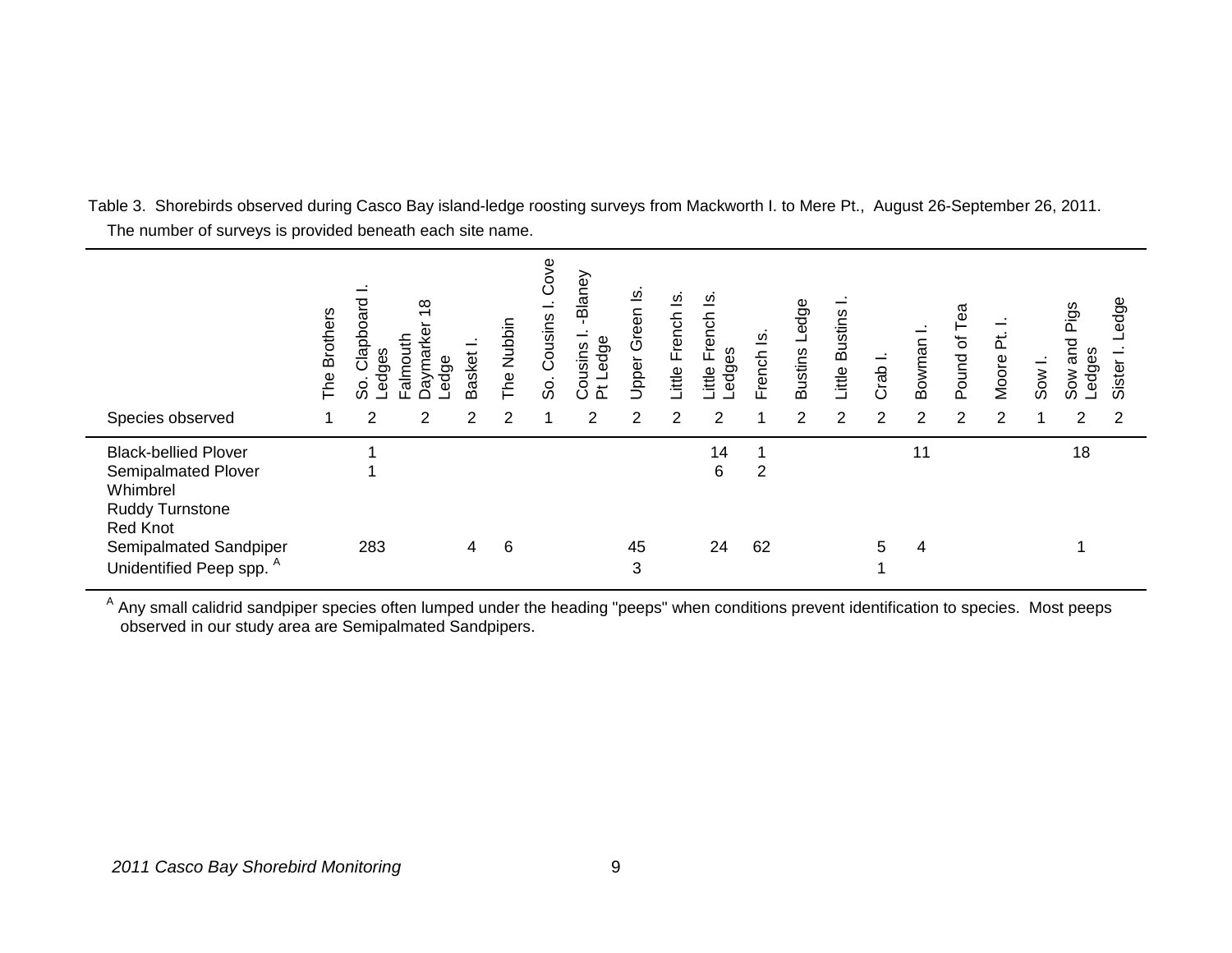Table 3. Shorebirds observed during Casco Bay island-ledge roosting surveys from Mackworth I. to Mere Pt., August 26-September 26, 2011. The number of surveys is provided beneath each site name.

| Species observed | The Brothers | So. Clapboard I. Ledges | Falmouth Daymarker 18 Ledge | Basket I. | The Nubbin | So. Cousins I. Cove | Cousins I. -Blaney Pt Ledge | Upper Green Is. | Little French Is. | Little French Is. Ledges | French Is. | Bustins Ledge | Little Bustins I. | Crab I. | Bowman I. | Pound of Tea | Moore Pt. I. | Sow I. | Sow and Pigs Ledges | Sister I. Ledge |
|---|---|---|---|---|---|---|---|---|---|---|---|---|---|---|---|---|---|---|---|---|
| | 1 | 2 | 2 | 2 | 2 | 1 | 2 | 2 | 2 | 2 | 1 | 2 | 2 | 2 | 2 | 2 | 2 | 1 | 2 | 2 |
| Black-bellied Plover | | 1 | | | | | | | | 14 | 1 | | | | 11 | | | | 18 | |
| Semipalmated Plover | | 1 | | | | | | | | 6 | 2 | | | | | | | | | |
| Whimbrel | | | | | | | | | | | | | | | | | | | | |
| Ruddy Turnstone | | | | | | | | | | | | | | | | | | | | |
| Red Knot | | | | | | | | | | | | | | | | | | | | |
| Semipalmated Sandpiper | | 283 | | 4 | 6 | | | 45 | | 24 | 62 | | | 5 | 4 | | | | 1 | |
| Unidentified Peep spp. [A] | | | | | | | | 3 | | | | | | 1 | | | | | | |

[A] Any small calidrid sandpiper species often lumped under the heading "peeps" when conditions prevent identification to species. Most peeps observed in our study area are Semipalmated Sandpipers.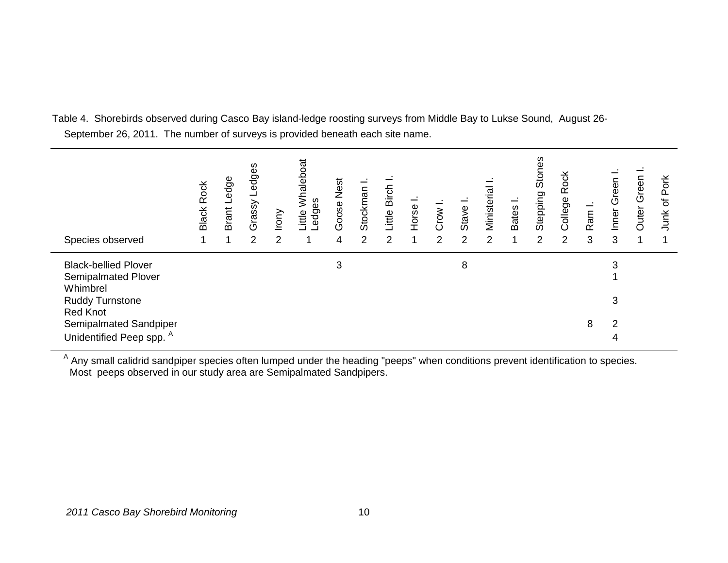Table 4. Shorebirds observed during Casco Bay island-ledge roosting surveys from Middle Bay to Lukse Sound, August 26-September 26, 2011. The number of surveys is provided beneath each site name.

| Species observed | Black Rock | Brant Ledge | Grassy Ledges | Irony | Little Whaleboat Ledges | Goose Nest | Stockman I. | Little Birch I. | Horse I. | Crow I. | Stave I. | Ministerial I. | Bates I. | Stepping Stones | College Rock | Ram I. | Inner Green I. | Outer Green I. | Junk of Pork |
|---|---|---|---|---|---|---|---|---|---|---|---|---|---|---|---|---|---|---|---|
| | 1 | 1 | 2 | 2 | 1 | 4 | 2 | 2 | 1 | 2 | 2 | 2 | 1 | 2 | 2 | 3 | 3 | 1 | 1 |
| Black-bellied Plover | | | | | | 3 | | | | | 8 | | | | | | 3 | | |
| Semipalmated Plover | | | | | | | | | | | | | | | | | 1 | | |
| Whimbrel | | | | | | | | | | | | | | | | | | | |
| Ruddy Turnstone | | | | | | | | | | | | | | | | | 3 | | |
| Red Knot | | | | | | | | | | | | | | | | | | | |
| Semipalmated Sandpiper | | | | | | | | | | | | | | | | 8 | 2 | | |
| Unidentified Peep spp. [A] | | | | | | | | | | | | | | | | | 4 | | |

[A] Any small calidrid sandpiper species often lumped under the heading "peeps" when conditions prevent identification to species. Most peeps observed in our study area are Semipalmated Sandpipers.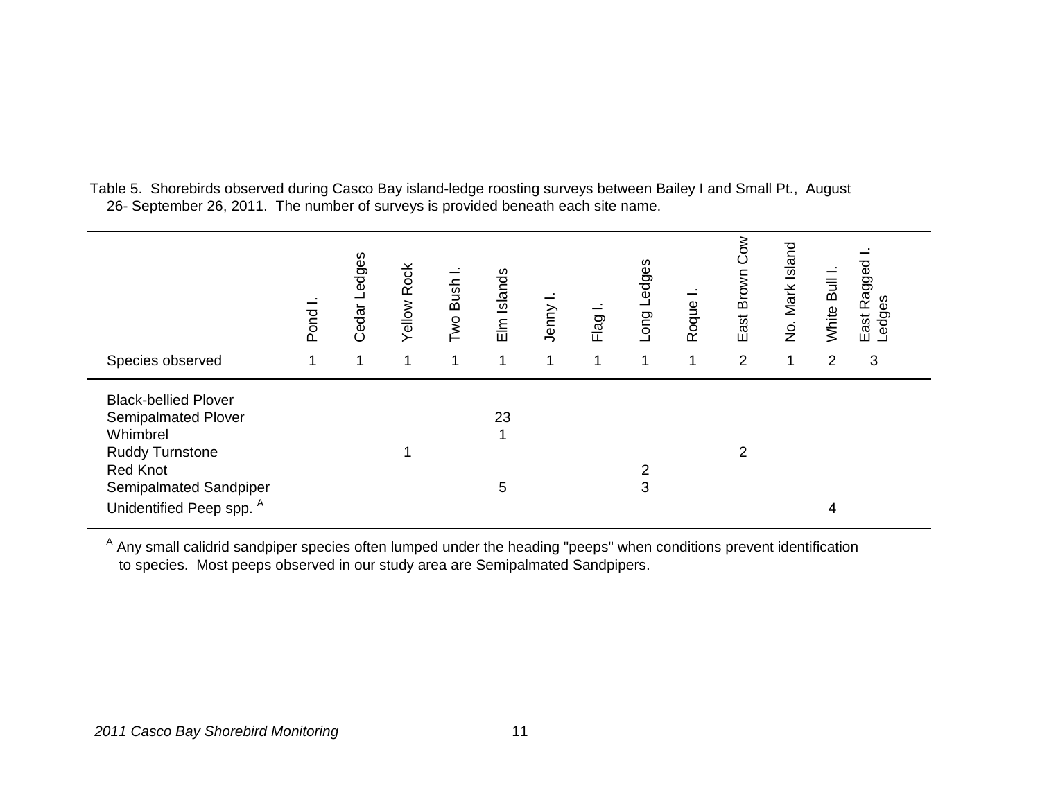Table 5. Shorebirds observed during Casco Bay island-ledge roosting surveys between Bailey I and Small Pt., August 26- September 26, 2011. The number of surveys is provided beneath each site name.

| Species observed | Pond I. | Cedar Ledges | Yellow Rock | Two Bush I. | Elm Islands | Jenny I. | Flag I. | Long Ledges | Roque I. | East Brown Cow | No. Mark Island | White Bull I. | East Ragged I. Ledges |
|---|---|---|---|---|---|---|---|---|---|---|---|---|---|
| | 1 | 1 | 1 | 1 | 1 | 1 | 1 | 1 | 1 | 2 | 1 | 2 | 3 |
| Black-bellied Plover | | | | | | | | | | | | | |
| Semipalmated Plover | | | | | 23 | | | | | | | | |
| Whimbrel | | | | | 1 | | | | | | | | |
| Ruddy Turnstone | | | 1 | | | | | | | 2 | | | |
| Red Knot | | | | | | | | 2 | | | | | |
| Semipalmated Sandpiper | | | | | 5 | | | 3 | | | | | |
| Unidentified Peep spp. [A] | | | | | | | | | | | | 4 | |

[A] Any small calidrid sandpiper species often lumped under the heading "peeps" when conditions prevent identification to species. Most peeps observed in our study area are Semipalmated Sandpipers.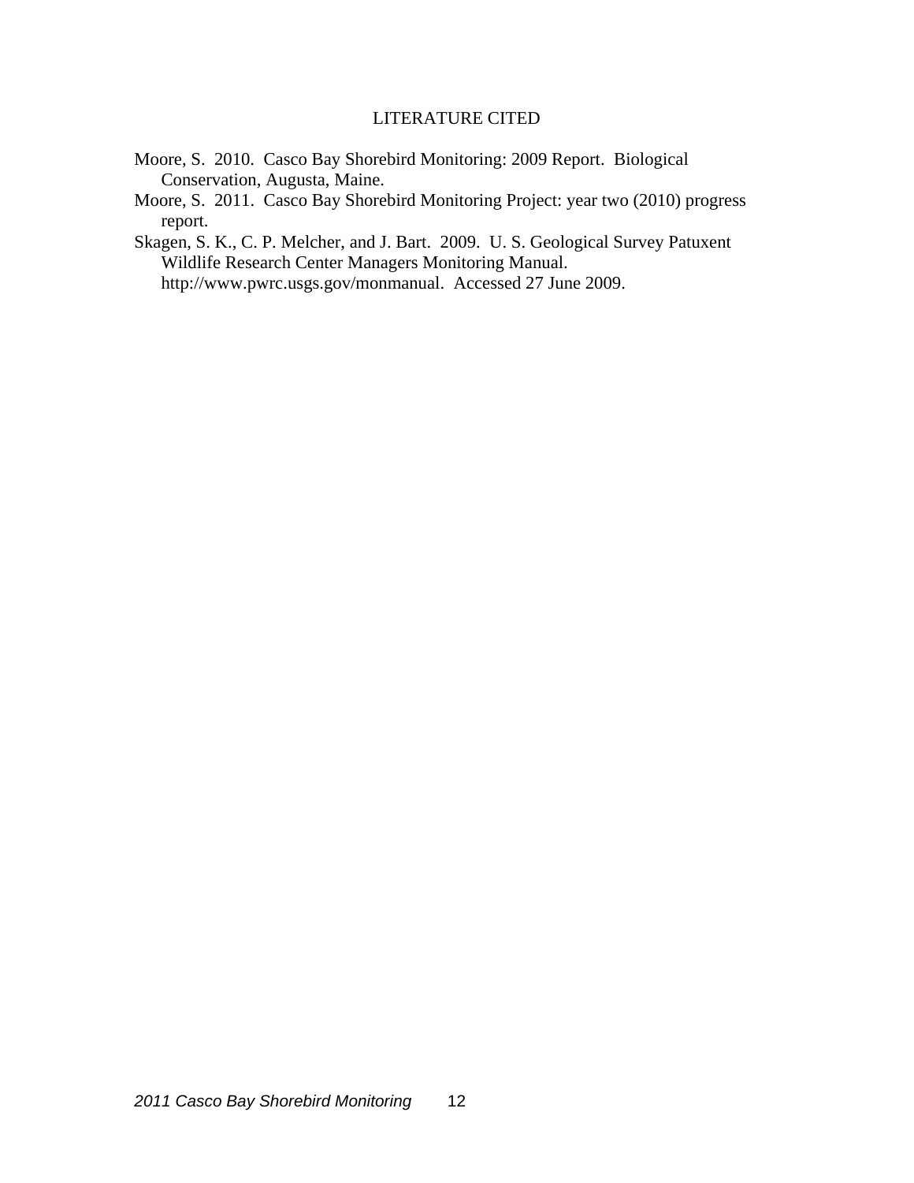## LITERATURE CITED

Moore, S. 2010. Casco Bay Shorebird Monitoring: 2009 Report. Biological Conservation, Augusta, Maine.

Moore, S. 2011. Casco Bay Shorebird Monitoring Project: year two (2010) progress report.

Skagen, S. K., C. P. Melcher, and J. Bart. 2009. U. S. Geological Survey Patuxent Wildlife Research Center Managers Monitoring Manual. http://www.pwrc.usgs.gov/monmanual. Accessed 27 June 2009.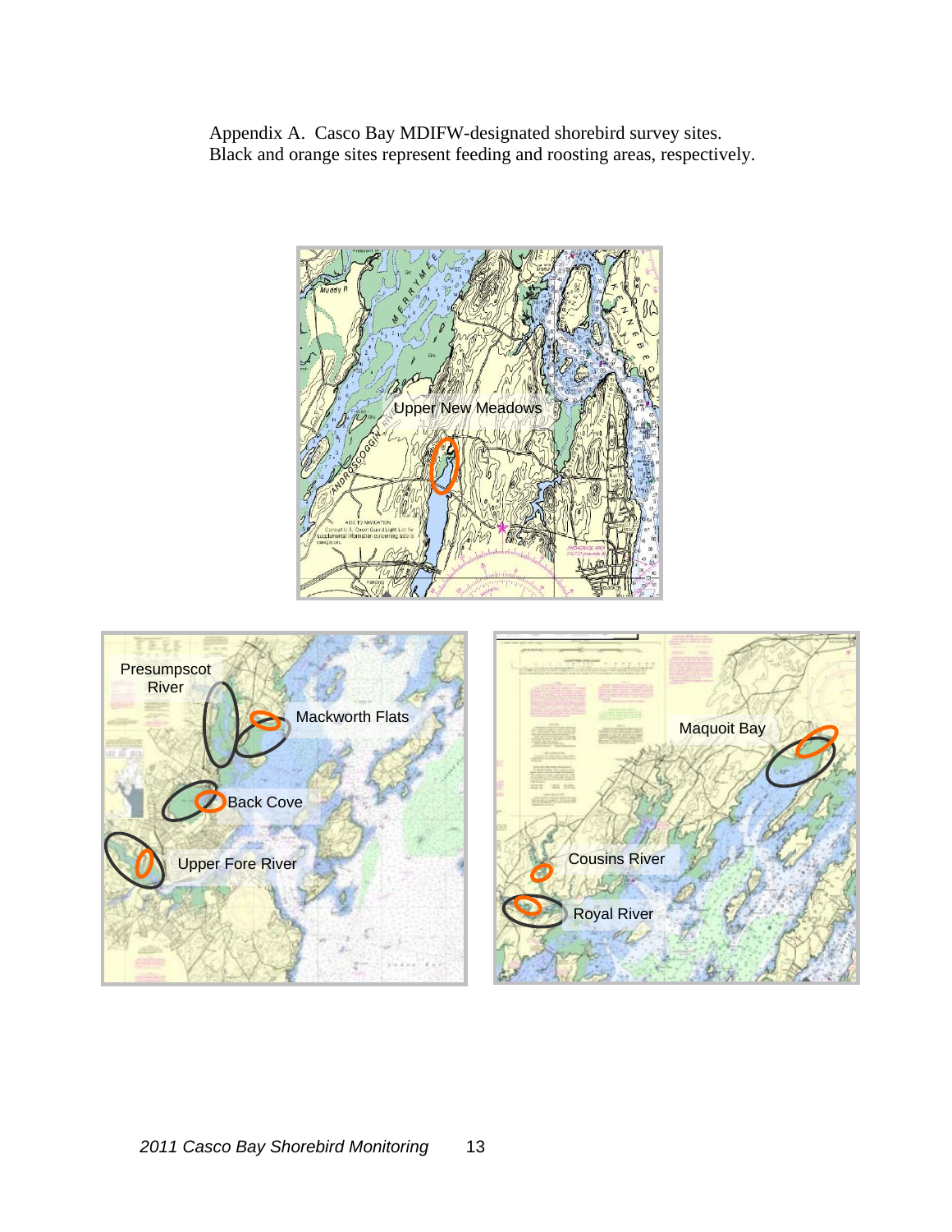Appendix A. Casco Bay MDIFW-designated shorebird survey sites.
Black and orange sites represent feeding and roosting areas, respectively.

Upper New Meadows

Presumpscot River

Mackworth Flats

Back Cove

Upper Fore River

Maquoit Bay

Cousins River

Royal River